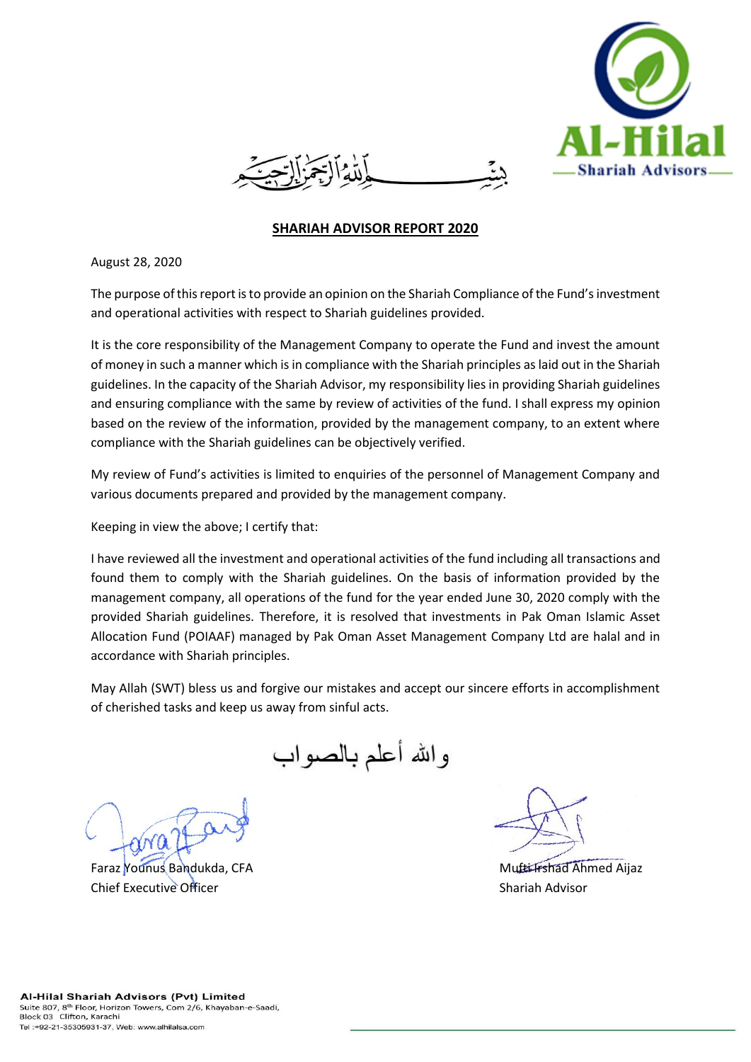بِسۡمِ ٱللَّهِ ٱلرَّحۡمَٰنِ ٱلرَّحِيمِ

**Al-Hilal Shariah Advisors**

## SHARIAH ADVISOR REPORT 2020

August 28, 2020

The purpose of this report is to provide an opinion on the Shariah Compliance of the Fund's investment and operational activities with respect to Shariah guidelines provided.

It is the core responsibility of the Management Company to operate the Fund and invest the amount of money in such a manner which is in compliance with the Shariah principles as laid out in the Shariah guidelines. In the capacity of the Shariah Advisor, my responsibility lies in providing Shariah guidelines and ensuring compliance with the same by review of activities of the fund. I shall express my opinion based on the review of the information, provided by the management company, to an extent where compliance with the Shariah guidelines can be objectively verified.

My review of Fund's activities is limited to enquiries of the personnel of Management Company and various documents prepared and provided by the management company.

Keeping in view the above; I certify that:

I have reviewed all the investment and operational activities of the fund including all transactions and found them to comply with the Shariah guidelines. On the basis of information provided by the management company, all operations of the fund for the year ended June 30, 2020 comply with the provided Shariah guidelines. Therefore, it is resolved that investments in Pak Oman Islamic Asset Allocation Fund (POIAAF) managed by Pak Oman Asset Management Company Ltd are halal and in accordance with Shariah principles.

May Allah (SWT) bless us and forgive our mistakes and accept our sincere efforts in accomplishment of cherished tasks and keep us away from sinful acts.

والله أعلم بالصواب

Faraz Younus Bandukda, CFA
Chief Executive Officer

Mufti Irshad Ahmed Aijaz
Shariah Advisor

**Al-Hilal Shariah Advisors (Pvt) Limited**
Suite 807, 8th Floor, Horizon Towers, Com 2/6, Khayaban-e-Saadi, Block 03 Clifton, Karachi
Tel :+92-21-35305931-37, Web: www.alhilalsa.com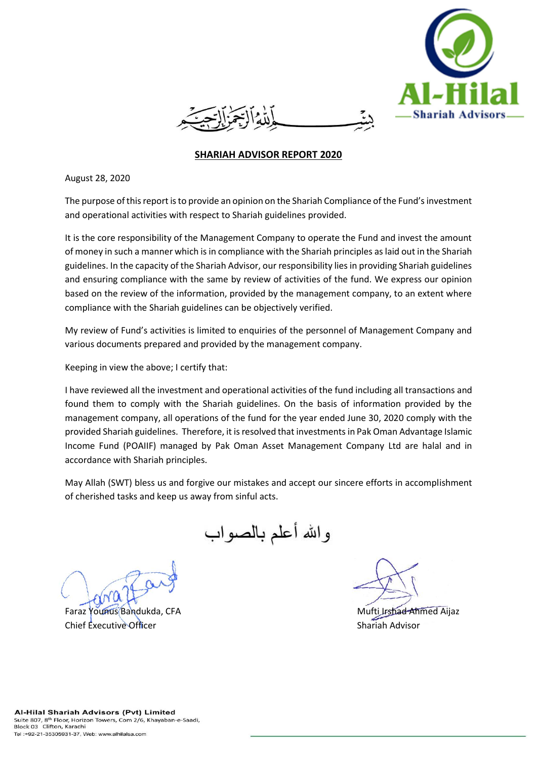بِسۡمِ ٱللَّهِ ٱلرَّحۡمَٰنِ ٱلرَّحِيمِ

Al-Hilal Shariah Advisors

## SHARIAH ADVISOR REPORT 2020

August 28, 2020

The purpose of this report is to provide an opinion on the Shariah Compliance of the Fund's investment and operational activities with respect to Shariah guidelines provided.

It is the core responsibility of the Management Company to operate the Fund and invest the amount of money in such a manner which is in compliance with the Shariah principles as laid out in the Shariah guidelines. In the capacity of the Shariah Advisor, our responsibility lies in providing Shariah guidelines and ensuring compliance with the same by review of activities of the fund. We express our opinion based on the review of the information, provided by the management company, to an extent where compliance with the Shariah guidelines can be objectively verified.

My review of Fund's activities is limited to enquiries of the personnel of Management Company and various documents prepared and provided by the management company.

Keeping in view the above; I certify that:

I have reviewed all the investment and operational activities of the fund including all transactions and found them to comply with the Shariah guidelines. On the basis of information provided by the management company, all operations of the fund for the year ended June 30, 2020 comply with the provided Shariah guidelines. Therefore, it is resolved that investments in Pak Oman Advantage Islamic Income Fund (POAIIF) managed by Pak Oman Asset Management Company Ltd are halal and in accordance with Shariah principles.

May Allah (SWT) bless us and forgive our mistakes and accept our sincere efforts in accomplishment of cherished tasks and keep us away from sinful acts.

والله أعلم بالصواب

Faraz Younus Bandukda, CFA
Chief Executive Officer

Mufti Irshad Ahmed Aijaz
Shariah Advisor

**Al-Hilal Shariah Advisors (Pvt) Limited**
Suite 807, 8th Floor, Horizon Towers, Com 2/6, Khayaban-e-Saadi,
Block 03 Clifton, Karachi
Tel :+92-21-35305931-37, Web: www.alhilalsa.com